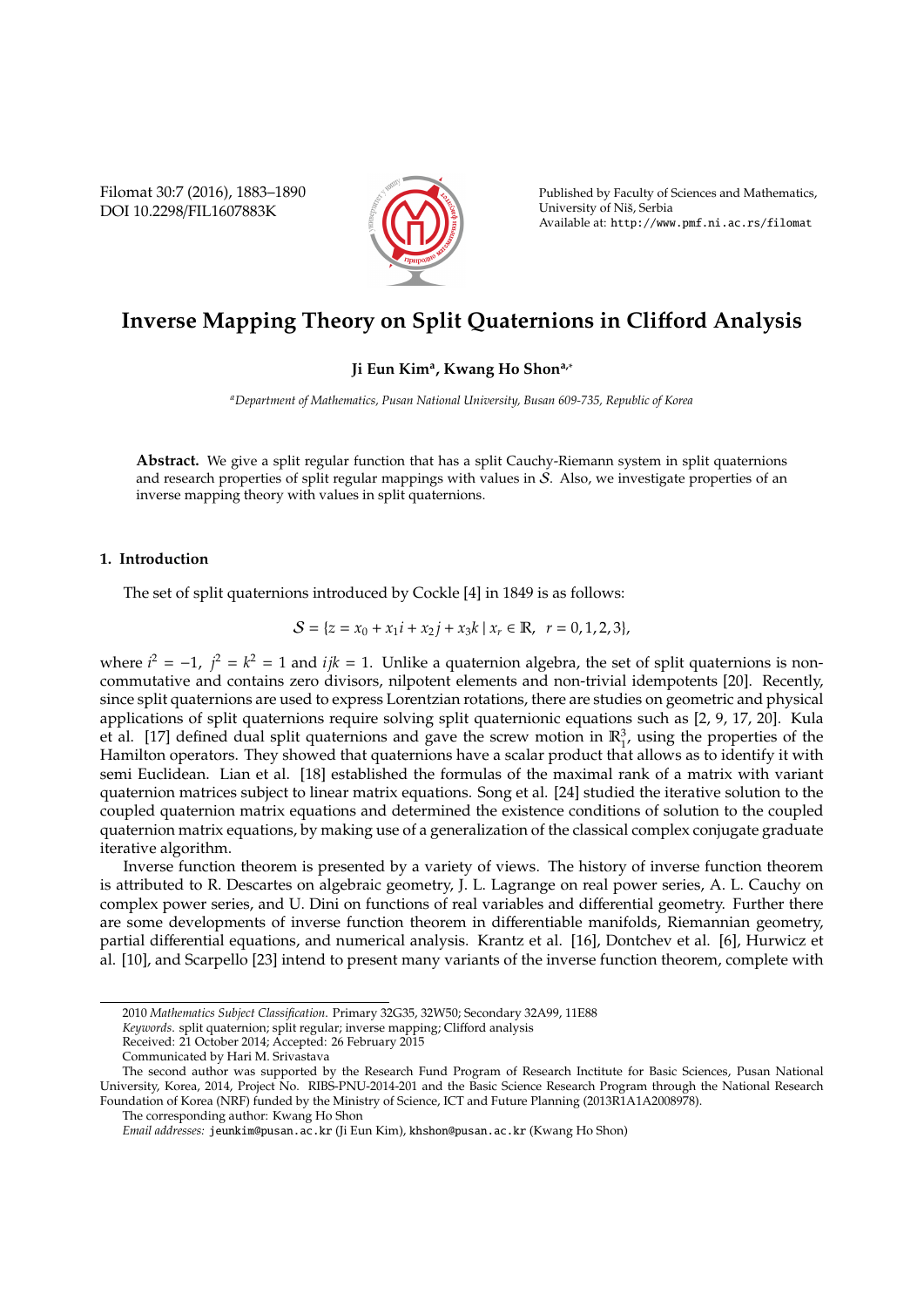# Inverse Mapping Theory on Split Quaternions in Clifford Analysis

**Ji Eun Kim[a], Kwang Ho Shon[a,*]**

[a]*Department of Mathematics, Pusan National University, Busan 609-735, Republic of Korea*

**Abstract.** We give a split regular function that has a split Cauchy-Riemann system in split quaternions and research properties of split regular mappings with values in $\mathcal{S}$. Also, we investigate properties of an inverse mapping theory with values in split quaternions.

## 1. Introduction

The set of split quaternions introduced by Cockle [4] in 1849 is as follows:

$$\mathcal{S} = \{z = x_0 + x_1 i + x_2 j + x_3 k \mid x_r \in \mathbb{R}, \ \ r = 0, 1, 2, 3\},$$

where $i^2 = -1$, $j^2 = k^2 = 1$ and $ijk = 1$. Unlike a quaternion algebra, the set of split quaternions is non-commutative and contains zero divisors, nilpotent elements and non-trivial idempotents [20]. Recently, since split quaternions are used to express Lorentzian rotations, there are studies on geometric and physical applications of split quaternions require solving split quaternionic equations such as [2, 9, 17, 20]. Kula et al. [17] defined dual split quaternions and gave the screw motion in $\mathbb{R}^3_1$, using the properties of the Hamilton operators. They showed that quaternions have a scalar product that allows as to identify it with semi Euclidean. Lian et al. [18] established the formulas of the maximal rank of a matrix with variant quaternion matrices subject to linear matrix equations. Song et al. [24] studied the iterative solution to the coupled quaternion matrix equations and determined the existence conditions of solution to the coupled quaternion matrix equations, by making use of a generalization of the classical complex conjugate graduate iterative algorithm.

Inverse function theorem is presented by a variety of views. The history of inverse function theorem is attributed to R. Descartes on algebraic geometry, J. L. Lagrange on real power series, A. L. Cauchy on complex power series, and U. Dini on functions of real variables and differential geometry. Further there are some developments of inverse function theorem in differentiable manifolds, Riemannian geometry, partial differential equations, and numerical analysis. Krantz et al. [16], Dontchev et al. [6], Hurwicz et al. [10], and Scarpello [23] intend to present many variants of the inverse function theorem, complete with

---

2010 *Mathematics Subject Classification*. Primary 32G35, 32W50; Secondary 32A99, 11E88

*Keywords*. split quaternion; split regular; inverse mapping; Clifford analysis

Received: 21 October 2014; Accepted: 26 February 2015

Communicated by Hari M. Srivastava

The second author was supported by the Research Fund Program of Research Inctitute for Basic Sciences, Pusan National University, Korea, 2014, Project No. RIBS-PNU-2014-201 and the Basic Science Research Program through the National Research Foundation of Korea (NRF) funded by the Ministry of Science, ICT and Future Planning (2013R1A1A2008978).

The corresponding author: Kwang Ho Shon

*Email addresses:* jeunkim@pusan.ac.kr (Ji Eun Kim), khshon@pusan.ac.kr (Kwang Ho Shon)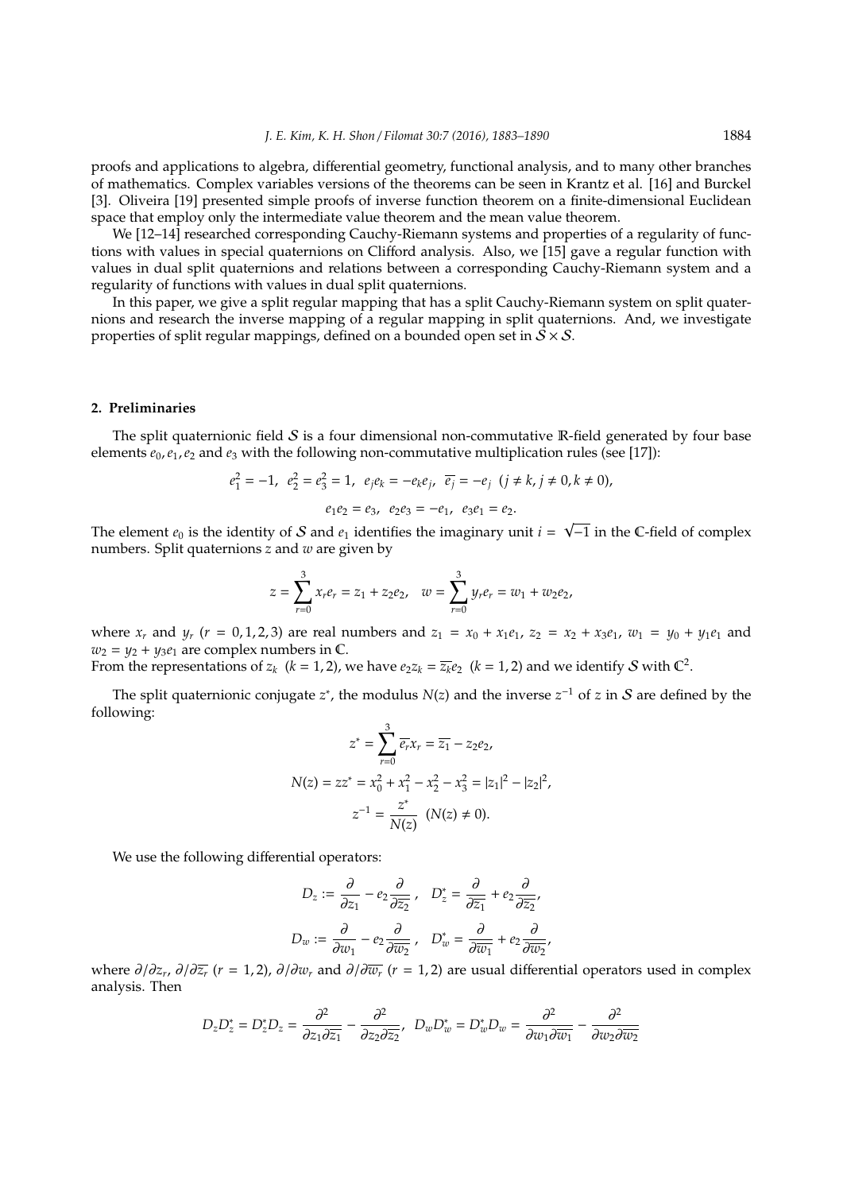proofs and applications to algebra, differential geometry, functional analysis, and to many other branches of mathematics. Complex variables versions of the theorems can be seen in Krantz et al. [16] and Burckel [3]. Oliveira [19] presented simple proofs of inverse function theorem on a finite-dimensional Euclidean space that employ only the intermediate value theorem and the mean value theorem.

We [12–14] researched corresponding Cauchy-Riemann systems and properties of a regularity of functions with values in special quaternions on Clifford analysis. Also, we [15] gave a regular function with values in dual split quaternions and relations between a corresponding Cauchy-Riemann system and a regularity of functions with values in dual split quaternions.

In this paper, we give a split regular mapping that has a split Cauchy-Riemann system on split quaternions and research the inverse mapping of a regular mapping in split quaternions. And, we investigate properties of split regular mappings, defined on a bounded open set in $\mathcal{S} \times \mathcal{S}$.

## 2. Preliminaries

The split quaternionic field $\mathcal{S}$ is a four dimensional non-commutative $\mathbb{R}$-field generated by four base elements $e_0, e_1, e_2$ and $e_3$ with the following non-commutative multiplication rules (see [17]):

$$e_1^2 = -1, \;\; e_2^2 = e_3^2 = 1, \;\; e_j e_k = -e_k e_j, \;\; \overline{e_j} = -e_j \;\; (j \neq k, j \neq 0, k \neq 0),$$

$$e_1 e_2 = e_3, \;\; e_2 e_3 = -e_1, \;\; e_3 e_1 = e_2.$$

The element $e_0$ is the identity of $\mathcal{S}$ and $e_1$ identifies the imaginary unit $i = \sqrt{-1}$ in the $\mathbb{C}$-field of complex numbers. Split quaternions $z$ and $w$ are given by

$$z = \sum_{r=0}^{3} x_r e_r = z_1 + z_2 e_2, \quad w = \sum_{r=0}^{3} y_r e_r = w_1 + w_2 e_2,$$

where $x_r$ and $y_r$ $(r = 0, 1, 2, 3)$ are real numbers and $z_1 = x_0 + x_1 e_1$, $z_2 = x_2 + x_3 e_1$, $w_1 = y_0 + y_1 e_1$ and $w_2 = y_2 + y_3 e_1$ are complex numbers in $\mathbb{C}$.
From the representations of $z_k$ $(k = 1, 2)$, we have $e_2 z_k = \overline{z_k} e_2$ $(k = 1, 2)$ and we identify $\mathcal{S}$ with $\mathbb{C}^2$.

The split quaternionic conjugate $z^*$, the modulus $N(z)$ and the inverse $z^{-1}$ of $z$ in $\mathcal{S}$ are defined by the following:

$$z^* = \sum_{r=0}^{3} \overline{e_r} x_r = \overline{z_1} - z_2 e_2,$$

$$N(z) = z z^* = x_0^2 + x_1^2 - x_2^2 - x_3^2 = |z_1|^2 - |z_2|^2,$$

$$z^{-1} = \frac{z^*}{N(z)} \;\; (N(z) \neq 0).$$

We use the following differential operators:

$$D_z := \frac{\partial}{\partial z_1} - e_2 \frac{\partial}{\partial \overline{z_2}}, \quad D_z^* = \frac{\partial}{\partial \overline{z_1}} + e_2 \frac{\partial}{\partial \overline{z_2}},$$

$$D_w := \frac{\partial}{\partial w_1} - e_2 \frac{\partial}{\partial \overline{w_2}}, \quad D_w^* = \frac{\partial}{\partial \overline{w_1}} + e_2 \frac{\partial}{\partial \overline{w_2}},$$

where $\partial/\partial z_r$, $\partial/\partial \overline{z_r}$ $(r = 1, 2)$, $\partial/\partial w_r$ and $\partial/\partial \overline{w_r}$ $(r = 1, 2)$ are usual differential operators used in complex analysis. Then

$$D_z D_z^* = D_z^* D_z = \frac{\partial^2}{\partial z_1 \partial \overline{z_1}} - \frac{\partial^2}{\partial z_2 \partial \overline{z_2}}, \;\; D_w D_w^* = D_w^* D_w = \frac{\partial^2}{\partial w_1 \partial \overline{w_1}} - \frac{\partial^2}{\partial w_2 \partial \overline{w_2}}$$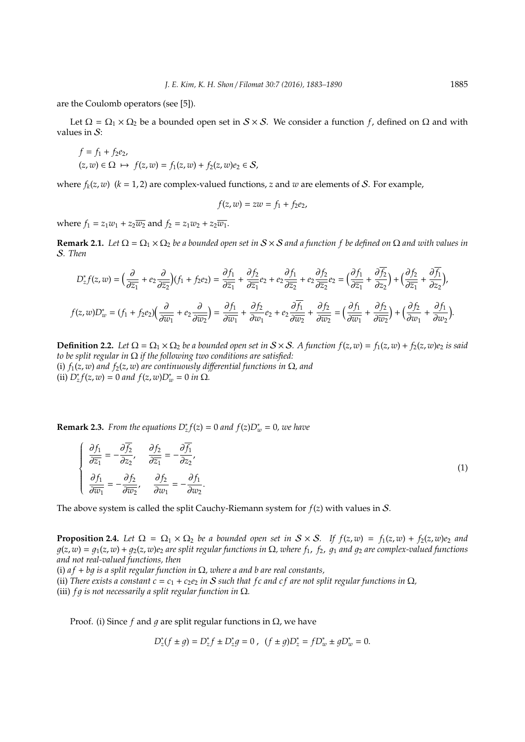are the Coulomb operators (see [5]).

Let $\Omega = \Omega_1 \times \Omega_2$ be a bounded open set in $\mathcal{S} \times \mathcal{S}$. We consider a function $f$, defined on $\Omega$ and with values in $\mathcal{S}$:

$$f = f_1 + f_2 e_2,$$
$$(z, w) \in \Omega \mapsto f(z, w) = f_1(z, w) + f_2(z, w)e_2 \in \mathcal{S},$$

where $f_k(z, w)$ $(k = 1, 2)$ are complex-valued functions, $z$ and $w$ are elements of $\mathcal{S}$. For example,

$$f(z, w) = zw = f_1 + f_2 e_2,$$

where $f_1 = z_1 w_1 + z_2 \overline{w_2}$ and $f_2 = z_1 w_2 + z_2 \overline{w_1}$.

**Remark 2.1.** *Let $\Omega = \Omega_1 \times \Omega_2$ be a bounded open set in $\mathcal{S} \times \mathcal{S}$ and a function $f$ be defined on $\Omega$ and with values in $\mathcal{S}$. Then*

$$D_z^* f(z, w) = \Big(\frac{\partial}{\partial \overline{z_1}} + e_2 \frac{\partial}{\partial \overline{z_2}}\Big)(f_1 + f_2 e_2) = \frac{\partial f_1}{\partial \overline{z_1}} + \frac{\partial f_2}{\partial \overline{z_1}} e_2 + e_2 \frac{\partial f_1}{\partial \overline{z_2}} + e_2 \frac{\partial f_2}{\partial \overline{z_2}} e_2 = \Big(\frac{\partial f_1}{\partial \overline{z_1}} + \frac{\partial \overline{f_2}}{\partial z_2}\Big) + \Big(\frac{\partial f_2}{\partial \overline{z_1}} + \frac{\partial \overline{f_1}}{\partial z_2}\Big),$$

$$f(z, w) D_w^* = (f_1 + f_2 e_2)\Big(\frac{\partial}{\partial \overline{w_1}} + e_2 \frac{\partial}{\partial \overline{w_2}}\Big) = \frac{\partial f_1}{\partial \overline{w_1}} + \frac{\partial f_2}{\partial w_1} e_2 + e_2 \frac{\partial \overline{f_1}}{\partial \overline{w_2}} + \frac{\partial f_2}{\partial \overline{w_2}} = \Big(\frac{\partial f_1}{\partial \overline{w_1}} + \frac{\partial f_2}{\partial \overline{w_2}}\Big) + \Big(\frac{\partial f_2}{\partial w_1} + \frac{\partial f_1}{\partial w_2}\Big).$$

**Definition 2.2.** *Let $\Omega = \Omega_1 \times \Omega_2$ be a bounded open set in $\mathcal{S} \times \mathcal{S}$. A function $f(z, w) = f_1(z, w) + f_2(z, w)e_2$ is said to be split regular in $\Omega$ if the following two conditions are satisfied:*
*(i) $f_1(z, w)$ and $f_2(z, w)$ are continuously differential functions in $\Omega$, and*
*(ii) $D_z^* f(z, w) = 0$ and $f(z, w) D_w^* = 0$ in $\Omega$.*

**Remark 2.3.** *From the equations $D_z^* f(z) = 0$ and $f(z) D_w^* = 0$, we have*

$$\begin{cases} \dfrac{\partial f_1}{\partial \overline{z_1}} = -\dfrac{\partial \overline{f_2}}{\partial z_2}, \quad \dfrac{\partial f_2}{\partial \overline{z_1}} = -\dfrac{\partial \overline{f_1}}{\partial z_2}, \\[2ex] \dfrac{\partial f_1}{\partial \overline{w_1}} = -\dfrac{\partial f_2}{\partial \overline{w_2}}, \quad \dfrac{\partial f_2}{\partial w_1} = -\dfrac{\partial f_1}{\partial w_2}. \end{cases} \tag{1}$$

The above system is called the split Cauchy-Riemann system for $f(z)$ with values in $\mathcal{S}$.

**Proposition 2.4.** *Let $\Omega = \Omega_1 \times \Omega_2$ be a bounded open set in $\mathcal{S} \times \mathcal{S}$. If $f(z, w) = f_1(z, w) + f_2(z, w)e_2$ and $g(z, w) = g_1(z, w) + g_2(z, w)e_2$ are split regular functions in $\Omega$, where $f_1$, $f_2$, $g_1$ and $g_2$ are complex-valued functions and not real-valued functions, then*
*(i) $af + bg$ is a split regular function in $\Omega$, where $a$ and $b$ are real constants,*
*(ii) There exists a constant $c = c_1 + c_2 e_2$ in $\mathcal{S}$ such that $fc$ and $cf$ are not split regular functions in $\Omega$,*
*(iii) $fg$ is not necessarily a split regular function in $\Omega$.*

Proof. (i) Since $f$ and $g$ are split regular functions in $\Omega$, we have

$$D_z^*(f \pm g) = D_z^* f \pm D_z^* g = 0\,, \ \ (f \pm g) D_z^* = f D_w^* \pm g D_w^* = 0.$$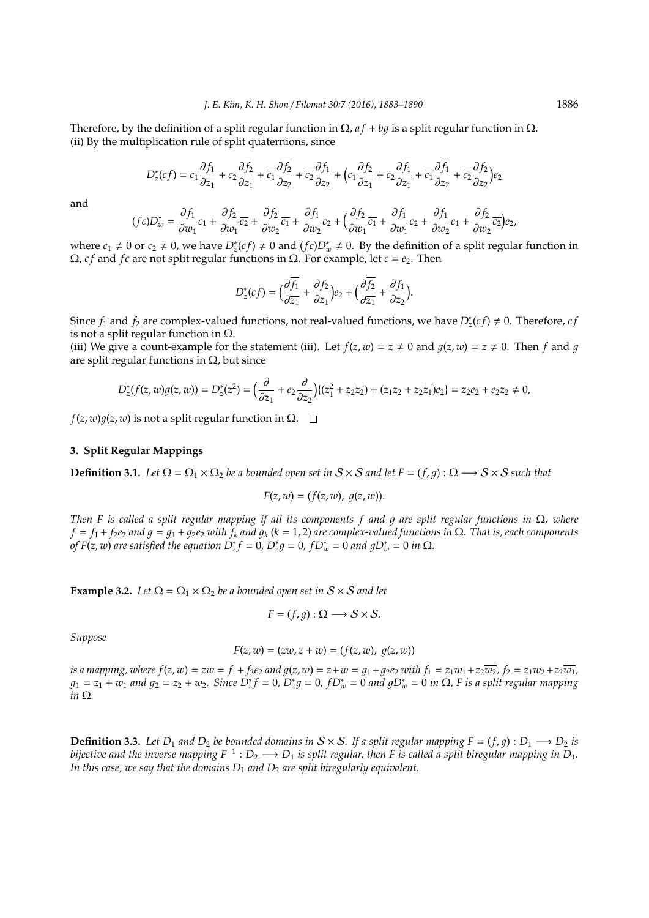Therefore, by the definition of a split regular function in $\Omega$, $af + bg$ is a split regular function in $\Omega$.
(ii) By the multiplication rule of split quaternions, since

$$D_z^*(cf) = c_1\frac{\partial f_1}{\partial \overline{z_1}} + c_2\frac{\partial \overline{f_2}}{\partial \overline{z_1}} + \overline{c_1}\frac{\partial \overline{f_2}}{\partial z_2} + \overline{c_2}\frac{\partial f_1}{\partial z_2} + \Big(c_1\frac{\partial f_2}{\partial \overline{z_1}} + c_2\frac{\partial \overline{f_1}}{\partial \overline{z_1}} + \overline{c_1}\frac{\partial \overline{f_1}}{\partial z_2} + \overline{c_2}\frac{\partial f_2}{\partial z_2}\Big)e_2$$

and

$$(fc)D_w^* = \frac{\partial f_1}{\partial \overline{w_1}}c_1 + \frac{\partial f_2}{\partial \overline{w_1}}\overline{c_2} + \frac{\partial f_2}{\partial \overline{w_2}}\overline{c_1} + \frac{\partial f_1}{\partial \overline{w_2}}c_2 + \Big(\frac{\partial f_2}{\partial w_1}\overline{c_1} + \frac{\partial f_1}{\partial w_1}c_2 + \frac{\partial f_1}{\partial w_2}c_1 + \frac{\partial f_2}{\partial w_2}\overline{c_2}\Big)e_2,$$

where $c_1 \neq 0$ or $c_2 \neq 0$, we have $D_z^*(cf) \neq 0$ and $(fc)D_w^* \neq 0$. By the definition of a split regular function in $\Omega$, $cf$ and $fc$ are not split regular functions in $\Omega$. For example, let $c = e_2$. Then

$$D_z^*(cf) = \Big(\frac{\partial \overline{f_1}}{\partial \overline{z_1}} + \frac{\partial f_2}{\partial z_1}\Big)e_2 + \Big(\frac{\partial \overline{f_2}}{\partial \overline{z_1}} + \frac{\partial f_1}{\partial z_2}\Big).$$

Since $f_1$ and $f_2$ are complex-valued functions, not real-valued functions, we have $D_z^*(cf) \neq 0$. Therefore, $cf$ is not a split regular function in $\Omega$.
(iii) We give a count-example for the statement (iii). Let $f(z, w) = z \neq 0$ and $g(z, w) = z \neq 0$. Then $f$ and $g$ are split regular functions in $\Omega$, but since

$$D_z^*(f(z,w)g(z,w)) = D_z^*(z^2) = \Big(\frac{\partial}{\partial \overline{z_1}} + e_2\frac{\partial}{\partial \overline{z_2}}\Big)\{(z_1^2 + z_2\overline{z_2}) + (z_1z_2 + z_2\overline{z_1})e_2\} = z_2e_2 + e_2z_2 \neq 0,$$

$f(z, w)g(z, w)$ is not a split regular function in $\Omega$. $\square$

## 3. Split Regular Mappings

**Definition 3.1.** *Let $\Omega = \Omega_1 \times \Omega_2$ be a bounded open set in $\mathcal{S} \times \mathcal{S}$ and let $F = (f, g) : \Omega \longrightarrow \mathcal{S} \times \mathcal{S}$ such that*

$$F(z, w) = (f(z, w),\ g(z, w)).$$

*Then $F$ is called a split regular mapping if all its components $f$ and $g$ are split regular functions in $\Omega$, where $f = f_1 + f_2e_2$ and $g = g_1 + g_2e_2$ with $f_k$ and $g_k$ $(k = 1, 2)$ are complex-valued functions in $\Omega$. That is, each components of $F(z, w)$ are satisfied the equation $D_z^*f = 0$, $D_z^*g = 0$, $fD_w^* = 0$ and $gD_w^* = 0$ in $\Omega$.*

**Example 3.2.** *Let $\Omega = \Omega_1 \times \Omega_2$ be a bounded open set in $\mathcal{S} \times \mathcal{S}$ and let*

$$F = (f, g) : \Omega \longrightarrow \mathcal{S} \times \mathcal{S}.$$

*Suppose*

$$F(z, w) = (zw, z + w) = (f(z, w),\ g(z, w))$$

*is a mapping, where $f(z, w) = zw = f_1 + f_2e_2$ and $g(z, w) = z + w = g_1 + g_2e_2$ with $f_1 = z_1w_1 + z_2\overline{w_2}$, $f_2 = z_1w_2 + z_2\overline{w_1}$, $g_1 = z_1 + w_1$ and $g_2 = z_2 + w_2$. Since $D_z^*f = 0$, $D_z^*g = 0$, $fD_w^* = 0$ and $gD_w^* = 0$ in $\Omega$, $F$ is a split regular mapping in $\Omega$.*

**Definition 3.3.** *Let $D_1$ and $D_2$ be bounded domains in $\mathcal{S} \times \mathcal{S}$. If a split regular mapping $F = (f, g) : D_1 \longrightarrow D_2$ is bijective and the inverse mapping $F^{-1} : D_2 \longrightarrow D_1$ is split regular, then $F$ is called a split biregular mapping in $D_1$. In this case, we say that the domains $D_1$ and $D_2$ are split biregularly equivalent.*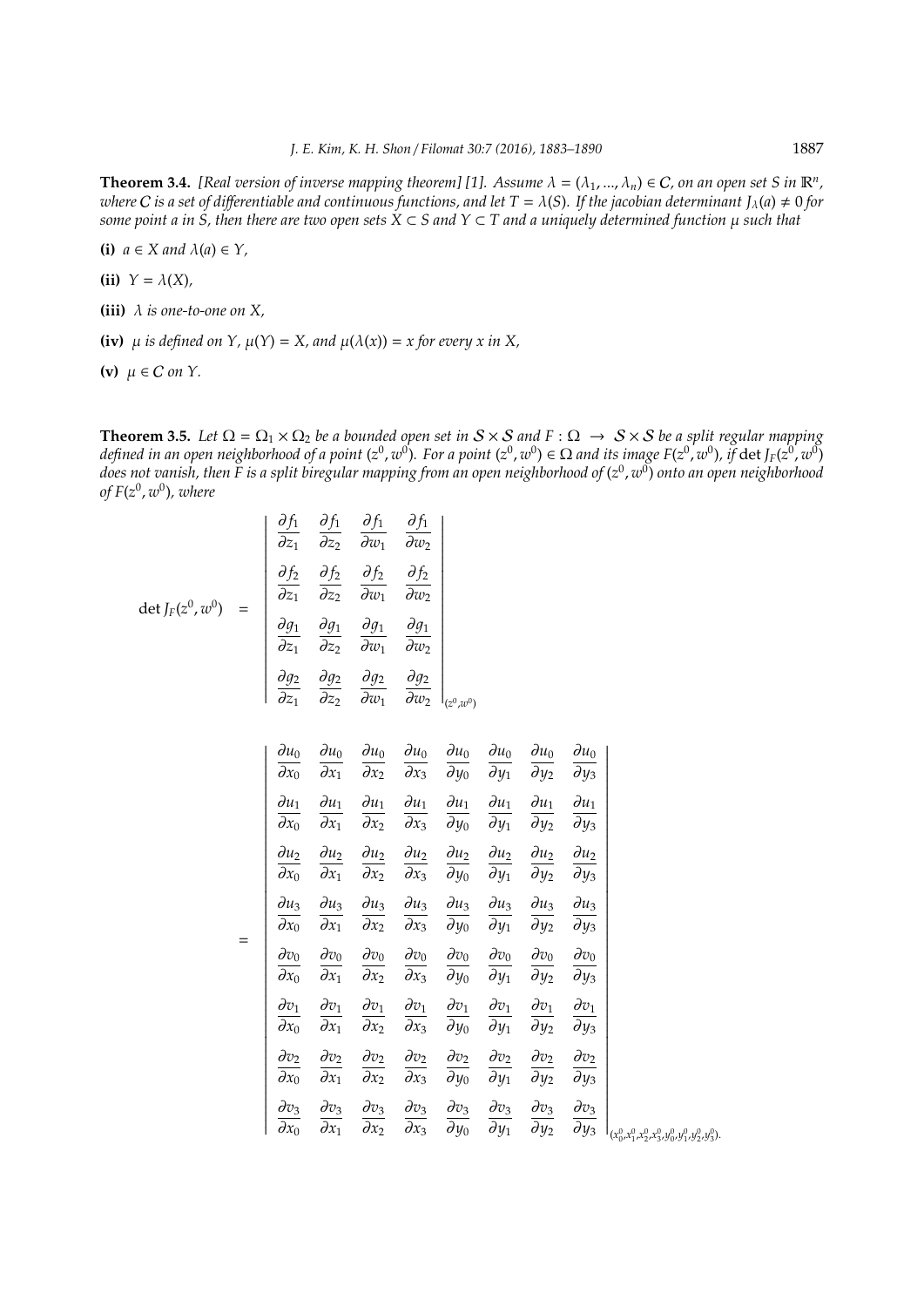**Theorem 3.4.** *[Real version of inverse mapping theorem] [1]. Assume $\lambda = (\lambda_1, ..., \lambda_n) \in \mathcal{C}$, on an open set $S$ in $\mathbb{R}^n$, where $\mathcal{C}$ is a set of differentiable and continuous functions, and let $T = \lambda(S)$. If the jacobian determinant $J_\lambda(a) \neq 0$ for some point $a$ in $S$, then there are two open sets $X \subset S$ and $Y \subset T$ and a uniquely determined function $\mu$ such that*

**(i)** *$a \in X$ and $\lambda(a) \in Y$,*

**(ii)** *$Y = \lambda(X)$,*

**(iii)** *$\lambda$ is one-to-one on $X$,*

**(iv)** *$\mu$ is defined on $Y$, $\mu(Y) = X$, and $\mu(\lambda(x)) = x$ for every $x$ in $X$,*

**(v)** *$\mu \in \mathcal{C}$ on $Y$.*

**Theorem 3.5.** *Let $\Omega = \Omega_1 \times \Omega_2$ be a bounded open set in $\mathcal{S} \times \mathcal{S}$ and $F : \Omega \to \mathcal{S} \times \mathcal{S}$ be a split regular mapping defined in an open neighborhood of a point $(z^0, w^0)$. For a point $(z^0, w^0) \in \Omega$ and its image $F(z^0, w^0)$, if $\det J_F(z^0, w^0)$ does not vanish, then $F$ is a split biregular mapping from an open neighborhood of $(z^0, w^0)$ onto an open neighborhood of $F(z^0, w^0)$, where*

$$
\det J_F(z^0, w^0) = \begin{vmatrix}
\frac{\partial f_1}{\partial z_1} & \frac{\partial f_1}{\partial z_2} & \frac{\partial f_1}{\partial w_1} & \frac{\partial f_1}{\partial w_2} \\
\frac{\partial f_2}{\partial z_1} & \frac{\partial f_2}{\partial z_2} & \frac{\partial f_2}{\partial w_1} & \frac{\partial f_2}{\partial w_2} \\
\frac{\partial g_1}{\partial z_1} & \frac{\partial g_1}{\partial z_2} & \frac{\partial g_1}{\partial w_1} & \frac{\partial g_1}{\partial w_2} \\
\frac{\partial g_2}{\partial z_1} & \frac{\partial g_2}{\partial z_2} & \frac{\partial g_2}{\partial w_1} & \frac{\partial g_2}{\partial w_2}
\end{vmatrix}_{(z^0, w^0)}
$$

$$
= \begin{vmatrix}
\frac{\partial u_0}{\partial x_0} & \frac{\partial u_0}{\partial x_1} & \frac{\partial u_0}{\partial x_2} & \frac{\partial u_0}{\partial x_3} & \frac{\partial u_0}{\partial y_0} & \frac{\partial u_0}{\partial y_1} & \frac{\partial u_0}{\partial y_2} & \frac{\partial u_0}{\partial y_3} \\
\frac{\partial u_1}{\partial x_0} & \frac{\partial u_1}{\partial x_1} & \frac{\partial u_1}{\partial x_2} & \frac{\partial u_1}{\partial x_3} & \frac{\partial u_1}{\partial y_0} & \frac{\partial u_1}{\partial y_1} & \frac{\partial u_1}{\partial y_2} & \frac{\partial u_1}{\partial y_3} \\
\frac{\partial u_2}{\partial x_0} & \frac{\partial u_2}{\partial x_1} & \frac{\partial u_2}{\partial x_2} & \frac{\partial u_2}{\partial x_3} & \frac{\partial u_2}{\partial y_0} & \frac{\partial u_2}{\partial y_1} & \frac{\partial u_2}{\partial y_2} & \frac{\partial u_2}{\partial y_3} \\
\frac{\partial u_3}{\partial x_0} & \frac{\partial u_3}{\partial x_1} & \frac{\partial u_3}{\partial x_2} & \frac{\partial u_3}{\partial x_3} & \frac{\partial u_3}{\partial y_0} & \frac{\partial u_3}{\partial y_1} & \frac{\partial u_3}{\partial y_2} & \frac{\partial u_3}{\partial y_3} \\
\frac{\partial v_0}{\partial x_0} & \frac{\partial v_0}{\partial x_1} & \frac{\partial v_0}{\partial x_2} & \frac{\partial v_0}{\partial x_3} & \frac{\partial v_0}{\partial y_0} & \frac{\partial v_0}{\partial y_1} & \frac{\partial v_0}{\partial y_2} & \frac{\partial v_0}{\partial y_3} \\
\frac{\partial v_1}{\partial x_0} & \frac{\partial v_1}{\partial x_1} & \frac{\partial v_1}{\partial x_2} & \frac{\partial v_1}{\partial x_3} & \frac{\partial v_1}{\partial y_0} & \frac{\partial v_1}{\partial y_1} & \frac{\partial v_1}{\partial y_2} & \frac{\partial v_1}{\partial y_3} \\
\frac{\partial v_2}{\partial x_0} & \frac{\partial v_2}{\partial x_1} & \frac{\partial v_2}{\partial x_2} & \frac{\partial v_2}{\partial x_3} & \frac{\partial v_2}{\partial y_0} & \frac{\partial v_2}{\partial y_1} & \frac{\partial v_2}{\partial y_2} & \frac{\partial v_2}{\partial y_3} \\
\frac{\partial v_3}{\partial x_0} & \frac{\partial v_3}{\partial x_1} & \frac{\partial v_3}{\partial x_2} & \frac{\partial v_3}{\partial x_3} & \frac{\partial v_3}{\partial y_0} & \frac{\partial v_3}{\partial y_1} & \frac{\partial v_3}{\partial y_2} & \frac{\partial v_3}{\partial y_3}
\end{vmatrix}_{(x_0^0, x_1^0, x_2^0, x_3^0, y_0^0, y_1^0, y_2^0, y_3^0)}.
$$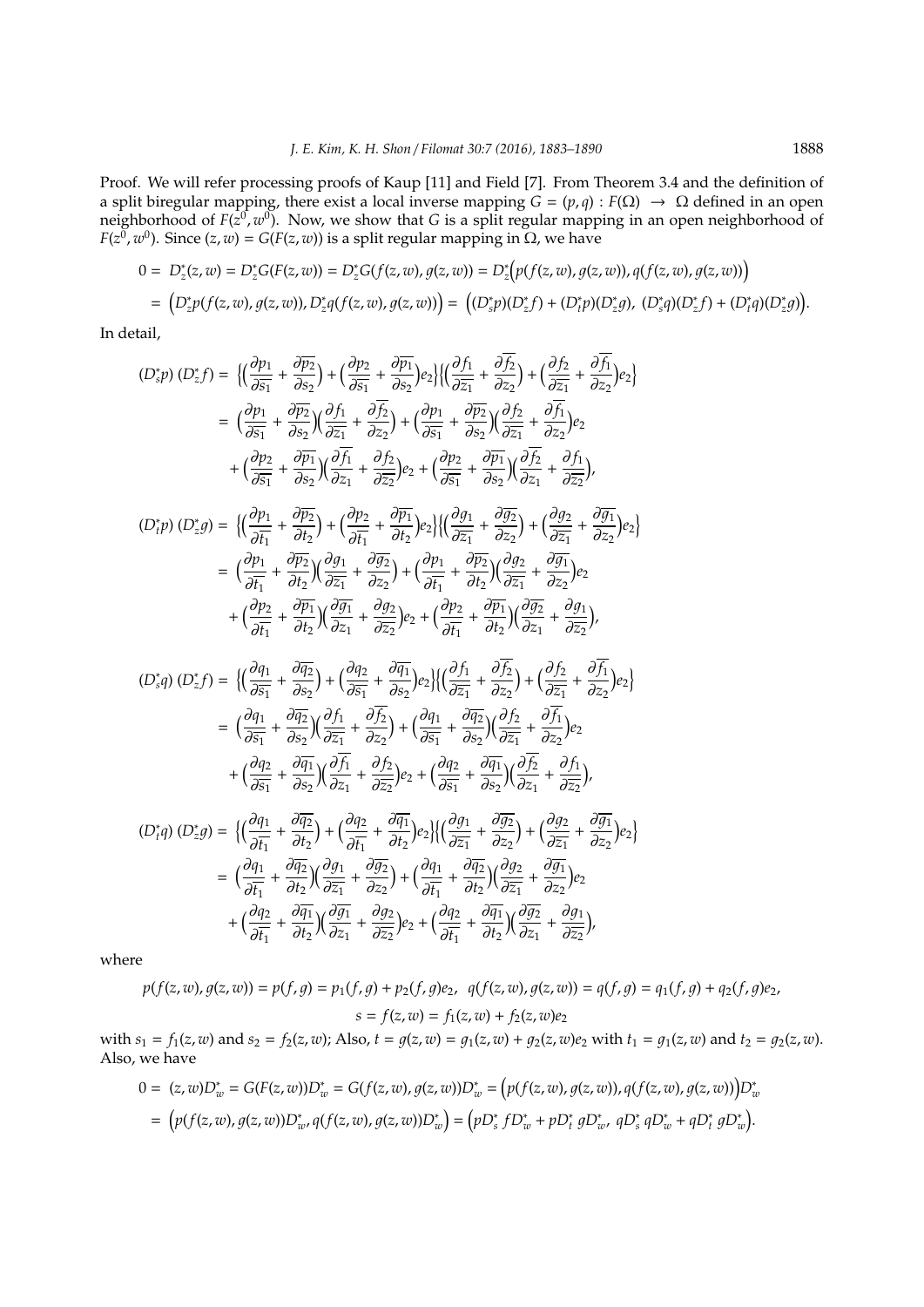Proof. We will refer processing proofs of Kaup [11] and Field [7]. From Theorem 3.4 and the definition of a split biregular mapping, there exist a local inverse mapping $G = (p, q) : F(\Omega) \to \Omega$ defined in an open neighborhood of $F(z^0, w^0)$. Now, we show that $G$ is a split regular mapping in an open neighborhood of $F(z^0, w^0)$. Since $(z, w) = G(F(z, w))$ is a split regular mapping in $\Omega$, we have

$$
\begin{aligned}
0 &= D_z^*(z,w) = D_z^*G(F(z,w)) = D_z^*G(f(z,w), g(z,w)) = D_z^*\Big(p(f(z,w), g(z,w)), q(f(z,w), g(z,w))\Big) \\
&= \Big(D_z^*p(f(z,w), g(z,w)), D_z^*q(f(z,w), g(z,w))\Big) = \Big((D_s^*p)(D_z^*f) + (D_t^*p)(D_z^*g),\ (D_s^*q)(D_z^*f) + (D_t^*q)(D_z^*g)\Big).
\end{aligned}
$$

In detail,

$$
\begin{aligned}
(D_s^*p)\,(D_z^*f) &= \Big\{\Big(\frac{\partial p_1}{\partial \overline{s_1}} + \frac{\partial \overline{p_2}}{\partial s_2}\Big) + \Big(\frac{\partial p_2}{\partial \overline{s_1}} + \frac{\partial \overline{p_1}}{\partial s_2}\Big)e_2\Big\}\Big\{\Big(\frac{\partial f_1}{\partial \overline{z_1}} + \frac{\partial \overline{f_2}}{\partial z_2}\Big) + \Big(\frac{\partial f_2}{\partial \overline{z_1}} + \frac{\partial \overline{f_1}}{\partial z_2}\Big)e_2\Big\} \\
&= \Big(\frac{\partial p_1}{\partial \overline{s_1}} + \frac{\partial \overline{p_2}}{\partial s_2}\Big)\Big(\frac{\partial f_1}{\partial \overline{z_1}} + \frac{\partial \overline{f_2}}{\partial z_2}\Big) + \Big(\frac{\partial p_1}{\partial \overline{s_1}} + \frac{\partial \overline{p_2}}{\partial s_2}\Big)\Big(\frac{\partial f_2}{\partial \overline{z_1}} + \frac{\partial \overline{f_1}}{\partial z_2}\Big)e_2 \\
&\quad + \Big(\frac{\partial p_2}{\partial \overline{s_1}} + \frac{\partial \overline{p_1}}{\partial s_2}\Big)\Big(\frac{\partial \overline{f_1}}{\partial z_1} + \frac{\partial f_2}{\partial \overline{z_2}}\Big)e_2 + \Big(\frac{\partial p_2}{\partial \overline{s_1}} + \frac{\partial \overline{p_1}}{\partial s_2}\Big)\Big(\frac{\partial \overline{f_2}}{\partial z_1} + \frac{\partial f_1}{\partial \overline{z_2}}\Big),
\end{aligned}
$$

$$
\begin{aligned}
(D_t^*p)\,(D_z^*g) &= \Big\{\Big(\frac{\partial p_1}{\partial \overline{t_1}} + \frac{\partial \overline{p_2}}{\partial t_2}\Big) + \Big(\frac{\partial p_2}{\partial \overline{t_1}} + \frac{\partial \overline{p_1}}{\partial t_2}\Big)e_2\Big\}\Big\{\Big(\frac{\partial g_1}{\partial \overline{z_1}} + \frac{\partial \overline{g_2}}{\partial z_2}\Big) + \Big(\frac{\partial g_2}{\partial \overline{z_1}} + \frac{\partial \overline{g_1}}{\partial z_2}\Big)e_2\Big\} \\
&= \Big(\frac{\partial p_1}{\partial \overline{t_1}} + \frac{\partial \overline{p_2}}{\partial t_2}\Big)\Big(\frac{\partial g_1}{\partial \overline{z_1}} + \frac{\partial \overline{g_2}}{\partial z_2}\Big) + \Big(\frac{\partial p_1}{\partial \overline{t_1}} + \frac{\partial \overline{p_2}}{\partial t_2}\Big)\Big(\frac{\partial g_2}{\partial \overline{z_1}} + \frac{\partial \overline{g_1}}{\partial z_2}\Big)e_2 \\
&\quad + \Big(\frac{\partial p_2}{\partial \overline{t_1}} + \frac{\partial \overline{p_1}}{\partial t_2}\Big)\Big(\frac{\partial \overline{g_1}}{\partial z_1} + \frac{\partial g_2}{\partial \overline{z_2}}\Big)e_2 + \Big(\frac{\partial p_2}{\partial \overline{t_1}} + \frac{\partial \overline{p_1}}{\partial t_2}\Big)\Big(\frac{\partial \overline{g_2}}{\partial z_1} + \frac{\partial g_1}{\partial \overline{z_2}}\Big),
\end{aligned}
$$

$$
\begin{aligned}
(D_s^*q)\,(D_z^*f) &= \Big\{\Big(\frac{\partial q_1}{\partial \overline{s_1}} + \frac{\partial \overline{q_2}}{\partial s_2}\Big) + \Big(\frac{\partial q_2}{\partial \overline{s_1}} + \frac{\partial \overline{q_1}}{\partial s_2}\Big)e_2\Big\}\Big\{\Big(\frac{\partial f_1}{\partial \overline{z_1}} + \frac{\partial \overline{f_2}}{\partial z_2}\Big) + \Big(\frac{\partial f_2}{\partial \overline{z_1}} + \frac{\partial \overline{f_1}}{\partial z_2}\Big)e_2\Big\} \\
&= \Big(\frac{\partial q_1}{\partial \overline{s_1}} + \frac{\partial \overline{q_2}}{\partial s_2}\Big)\Big(\frac{\partial f_1}{\partial \overline{z_1}} + \frac{\partial \overline{f_2}}{\partial z_2}\Big) + \Big(\frac{\partial q_1}{\partial \overline{s_1}} + \frac{\partial \overline{q_2}}{\partial s_2}\Big)\Big(\frac{\partial f_2}{\partial \overline{z_1}} + \frac{\partial \overline{f_1}}{\partial z_2}\Big)e_2 \\
&\quad + \Big(\frac{\partial q_2}{\partial \overline{s_1}} + \frac{\partial \overline{q_1}}{\partial s_2}\Big)\Big(\frac{\partial \overline{f_1}}{\partial z_1} + \frac{\partial f_2}{\partial \overline{z_2}}\Big)e_2 + \Big(\frac{\partial q_2}{\partial \overline{s_1}} + \frac{\partial \overline{q_1}}{\partial s_2}\Big)\Big(\frac{\partial \overline{f_2}}{\partial z_1} + \frac{\partial f_1}{\partial \overline{z_2}}\Big),
\end{aligned}
$$

$$
\begin{aligned}
(D_t^*q)\,(D_z^*g) &= \Big\{\Big(\frac{\partial q_1}{\partial \overline{t_1}} + \frac{\partial \overline{q_2}}{\partial t_2}\Big) + \Big(\frac{\partial q_2}{\partial \overline{t_1}} + \frac{\partial \overline{q_1}}{\partial t_2}\Big)e_2\Big\}\Big\{\Big(\frac{\partial g_1}{\partial \overline{z_1}} + \frac{\partial \overline{g_2}}{\partial z_2}\Big) + \Big(\frac{\partial g_2}{\partial \overline{z_1}} + \frac{\partial \overline{g_1}}{\partial z_2}\Big)e_2\Big\} \\
&= \Big(\frac{\partial q_1}{\partial \overline{t_1}} + \frac{\partial \overline{q_2}}{\partial t_2}\Big)\Big(\frac{\partial g_1}{\partial \overline{z_1}} + \frac{\partial \overline{g_2}}{\partial z_2}\Big) + \Big(\frac{\partial q_1}{\partial \overline{t_1}} + \frac{\partial \overline{q_2}}{\partial t_2}\Big)\Big(\frac{\partial g_2}{\partial \overline{z_1}} + \frac{\partial \overline{g_1}}{\partial z_2}\Big)e_2 \\
&\quad + \Big(\frac{\partial q_2}{\partial \overline{t_1}} + \frac{\partial \overline{q_1}}{\partial t_2}\Big)\Big(\frac{\partial \overline{g_1}}{\partial z_1} + \frac{\partial g_2}{\partial \overline{z_2}}\Big)e_2 + \Big(\frac{\partial q_2}{\partial \overline{t_1}} + \frac{\partial \overline{q_1}}{\partial t_2}\Big)\Big(\frac{\partial \overline{g_2}}{\partial z_1} + \frac{\partial g_1}{\partial \overline{z_2}}\Big),
\end{aligned}
$$

where

$$
p(f(z,w), g(z,w)) = p(f,g) = p_1(f,g) + p_2(f,g)e_2, \quad q(f(z,w), g(z,w)) = q(f,g) = q_1(f,g) + q_2(f,g)e_2,
$$
$$
s = f(z,w) = f_1(z,w) + f_2(z,w)e_2
$$

with $s_1 = f_1(z, w)$ and $s_2 = f_2(z, w)$; Also, $t = g(z, w) = g_1(z, w) + g_2(z, w)e_2$ with $t_1 = g_1(z, w)$ and $t_2 = g_2(z, w)$. Also, we have

$$
\begin{aligned}
0 &= (z,w)D_w^* = G(F(z,w))D_w^* = G(f(z,w), g(z,w))D_w^* = \Big(p(f(z,w), g(z,w)), q(f(z,w), g(z,w))\Big)D_w^* \\
&= \Big(p(f(z,w), g(z,w))D_w^*, q(f(z,w), g(z,w))D_w^*\Big) = \Big(pD_s^*\, fD_w^* + pD_t^*\, gD_w^*,\ qD_s^*\, qD_w^* + qD_t^*\, gD_w^*\Big).
\end{aligned}
$$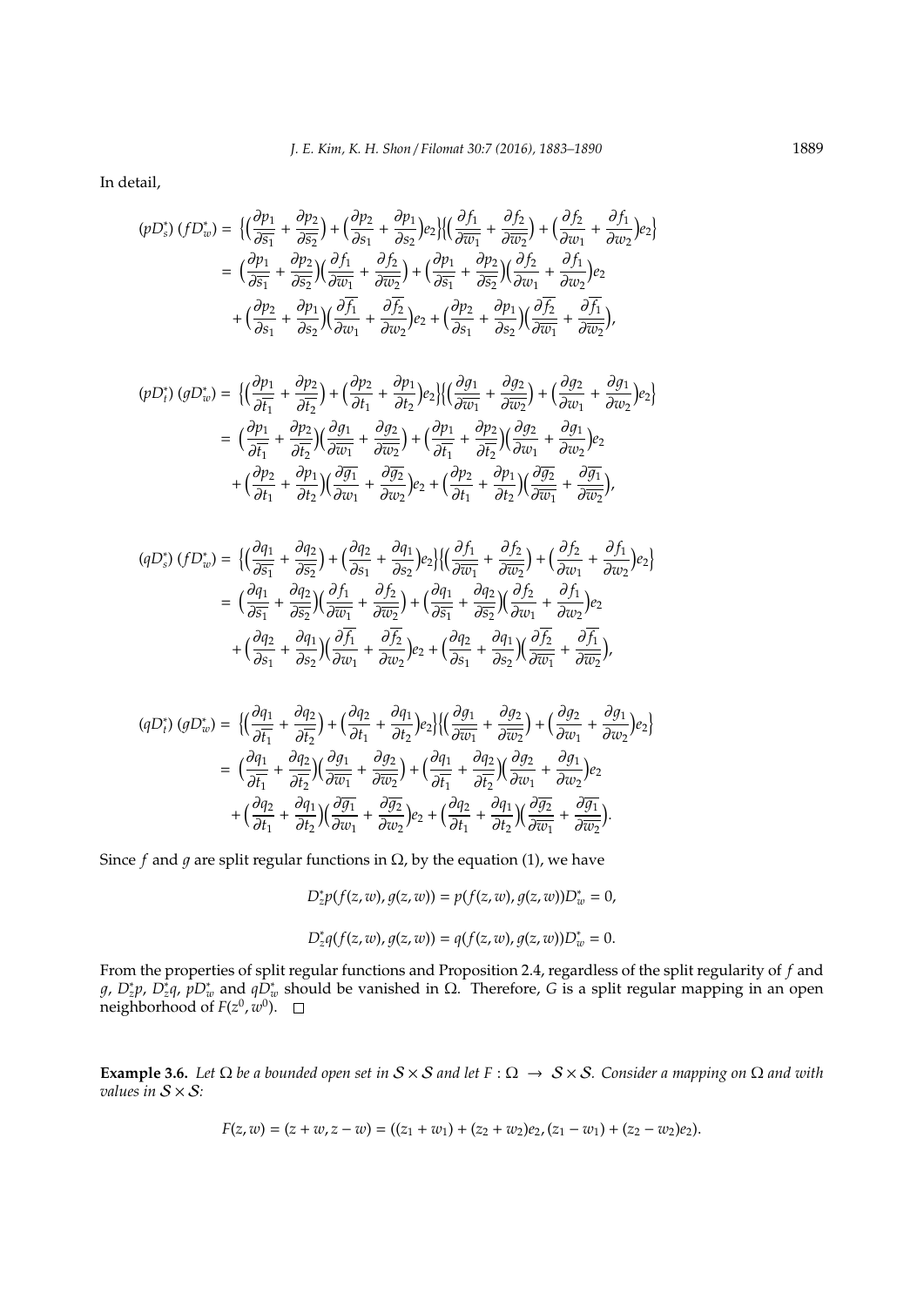In detail,

$$
\begin{aligned}
(pD_s^*)\,(fD_w^*) &= \Big\{\Big(\frac{\partial p_1}{\partial \overline{s_1}} + \frac{\partial p_2}{\partial \overline{s_2}}\Big) + \Big(\frac{\partial p_2}{\partial s_1} + \frac{\partial p_1}{\partial s_2}\Big)e_2\Big\}\Big\{\Big(\frac{\partial f_1}{\partial \overline{w_1}} + \frac{\partial f_2}{\partial \overline{w_2}}\Big) + \Big(\frac{\partial f_2}{\partial w_1} + \frac{\partial f_1}{\partial w_2}\Big)e_2\Big\} \\
&= \Big(\frac{\partial p_1}{\partial \overline{s_1}} + \frac{\partial p_2}{\partial \overline{s_2}}\Big)\Big(\frac{\partial f_1}{\partial \overline{w_1}} + \frac{\partial f_2}{\partial \overline{w_2}}\Big) + \Big(\frac{\partial p_1}{\partial \overline{s_1}} + \frac{\partial p_2}{\partial \overline{s_2}}\Big)\Big(\frac{\partial f_2}{\partial w_1} + \frac{\partial f_1}{\partial w_2}\Big)e_2 \\
&\quad + \Big(\frac{\partial p_2}{\partial s_1} + \frac{\partial p_1}{\partial s_2}\Big)\Big(\frac{\partial \overline{f_1}}{\partial w_1} + \frac{\partial \overline{f_2}}{\partial w_2}\Big)e_2 + \Big(\frac{\partial p_2}{\partial s_1} + \frac{\partial p_1}{\partial s_2}\Big)\Big(\frac{\partial \overline{f_2}}{\partial \overline{w_1}} + \frac{\partial \overline{f_1}}{\partial \overline{w_2}}\Big),
\end{aligned}
$$

$$
\begin{aligned}
(pD_t^*)\,(gD_w^*) &= \Big\{\Big(\frac{\partial p_1}{\partial \overline{t_1}} + \frac{\partial p_2}{\partial \overline{t_2}}\Big) + \Big(\frac{\partial p_2}{\partial t_1} + \frac{\partial p_1}{\partial t_2}\Big)e_2\Big\}\Big\{\Big(\frac{\partial g_1}{\partial \overline{w_1}} + \frac{\partial g_2}{\partial \overline{w_2}}\Big) + \Big(\frac{\partial g_2}{\partial w_1} + \frac{\partial g_1}{\partial w_2}\Big)e_2\Big\} \\
&= \Big(\frac{\partial p_1}{\partial \overline{t_1}} + \frac{\partial p_2}{\partial \overline{t_2}}\Big)\Big(\frac{\partial g_1}{\partial \overline{w_1}} + \frac{\partial g_2}{\partial \overline{w_2}}\Big) + \Big(\frac{\partial p_1}{\partial \overline{t_1}} + \frac{\partial p_2}{\partial \overline{t_2}}\Big)\Big(\frac{\partial g_2}{\partial w_1} + \frac{\partial g_1}{\partial w_2}\Big)e_2 \\
&\quad + \Big(\frac{\partial p_2}{\partial t_1} + \frac{\partial p_1}{\partial t_2}\Big)\Big(\frac{\partial \overline{g_1}}{\partial w_1} + \frac{\partial \overline{g_2}}{\partial w_2}\Big)e_2 + \Big(\frac{\partial p_2}{\partial t_1} + \frac{\partial p_1}{\partial t_2}\Big)\Big(\frac{\partial \overline{g_2}}{\partial \overline{w_1}} + \frac{\partial \overline{g_1}}{\partial \overline{w_2}}\Big),
\end{aligned}
$$

$$
\begin{aligned}
(qD_s^*)\,(fD_w^*) &= \Big\{\Big(\frac{\partial q_1}{\partial \overline{s_1}} + \frac{\partial q_2}{\partial \overline{s_2}}\Big) + \Big(\frac{\partial q_2}{\partial s_1} + \frac{\partial q_1}{\partial s_2}\Big)e_2\Big\}\Big\{\Big(\frac{\partial f_1}{\partial \overline{w_1}} + \frac{\partial f_2}{\partial \overline{w_2}}\Big) + \Big(\frac{\partial f_2}{\partial w_1} + \frac{\partial f_1}{\partial w_2}\Big)e_2\Big\} \\
&= \Big(\frac{\partial q_1}{\partial \overline{s_1}} + \frac{\partial q_2}{\partial \overline{s_2}}\Big)\Big(\frac{\partial f_1}{\partial \overline{w_1}} + \frac{\partial f_2}{\partial \overline{w_2}}\Big) + \Big(\frac{\partial q_1}{\partial \overline{s_1}} + \frac{\partial q_2}{\partial \overline{s_2}}\Big)\Big(\frac{\partial f_2}{\partial w_1} + \frac{\partial f_1}{\partial w_2}\Big)e_2 \\
&\quad + \Big(\frac{\partial q_2}{\partial s_1} + \frac{\partial q_1}{\partial s_2}\Big)\Big(\frac{\partial \overline{f_1}}{\partial w_1} + \frac{\partial \overline{f_2}}{\partial w_2}\Big)e_2 + \Big(\frac{\partial q_2}{\partial s_1} + \frac{\partial q_1}{\partial s_2}\Big)\Big(\frac{\partial \overline{f_2}}{\partial \overline{w_1}} + \frac{\partial \overline{f_1}}{\partial \overline{w_2}}\Big),
\end{aligned}
$$

$$
\begin{aligned}
(qD_t^*)\,(gD_w^*) &= \Big\{\Big(\frac{\partial q_1}{\partial \overline{t_1}} + \frac{\partial q_2}{\partial \overline{t_2}}\Big) + \Big(\frac{\partial q_2}{\partial t_1} + \frac{\partial q_1}{\partial t_2}\Big)e_2\Big\}\Big\{\Big(\frac{\partial g_1}{\partial \overline{w_1}} + \frac{\partial g_2}{\partial \overline{w_2}}\Big) + \Big(\frac{\partial g_2}{\partial w_1} + \frac{\partial g_1}{\partial w_2}\Big)e_2\Big\} \\
&= \Big(\frac{\partial q_1}{\partial \overline{t_1}} + \frac{\partial q_2}{\partial \overline{t_2}}\Big)\Big(\frac{\partial g_1}{\partial \overline{w_1}} + \frac{\partial g_2}{\partial \overline{w_2}}\Big) + \Big(\frac{\partial q_1}{\partial \overline{t_1}} + \frac{\partial q_2}{\partial \overline{t_2}}\Big)\Big(\frac{\partial g_2}{\partial w_1} + \frac{\partial g_1}{\partial w_2}\Big)e_2 \\
&\quad + \Big(\frac{\partial q_2}{\partial t_1} + \frac{\partial q_1}{\partial t_2}\Big)\Big(\frac{\partial \overline{g_1}}{\partial w_1} + \frac{\partial \overline{g_2}}{\partial w_2}\Big)e_2 + \Big(\frac{\partial q_2}{\partial t_1} + \frac{\partial q_1}{\partial t_2}\Big)\Big(\frac{\partial \overline{g_2}}{\partial \overline{w_1}} + \frac{\partial \overline{g_1}}{\partial \overline{w_2}}\Big).
\end{aligned}
$$

Since $f$ and $g$ are split regular functions in $\Omega$, by the equation (1), we have

$$D_z^* p(f(z,w), g(z,w)) = p(f(z,w), g(z,w))D_w^* = 0,$$

$$D_z^* q(f(z,w), g(z,w)) = q(f(z,w), g(z,w))D_w^* = 0.$$

From the properties of split regular functions and Proposition 2.4, regardless of the split regularity of $f$ and $g$, $D_z^* p$, $D_z^* q$, $pD_w^*$ and $qD_w^*$ should be vanished in $\Omega$. Therefore, $G$ is a split regular mapping in an open neighborhood of $F(z^0, w^0)$. □

**Example 3.6.** *Let $\Omega$ be a bounded open set in $\mathcal{S} \times \mathcal{S}$ and let $F : \Omega \to \mathcal{S} \times \mathcal{S}$. Consider a mapping on $\Omega$ and with values in $\mathcal{S} \times \mathcal{S}$:*

$$F(z,w) = (z + w, z - w) = ((z_1 + w_1) + (z_2 + w_2)e_2, (z_1 - w_1) + (z_2 - w_2)e_2).$$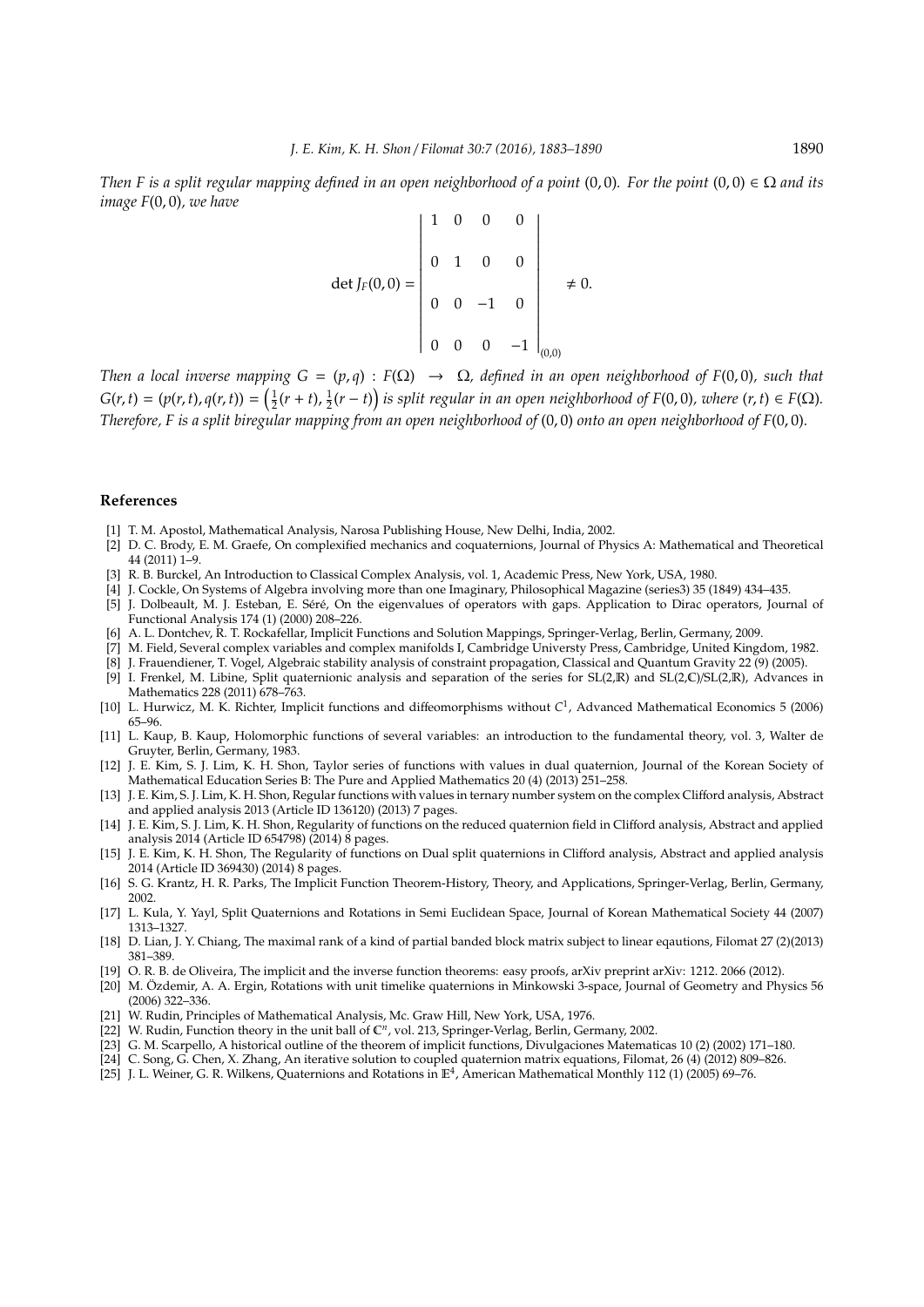*Then $F$ is a split regular mapping defined in an open neighborhood of a point $(0,0)$. For the point $(0,0) \in \Omega$ and its image $F(0,0)$, we have*

$$\det J_F(0,0) = \begin{vmatrix} 1 & 0 & 0 & 0 \\ 0 & 1 & 0 & 0 \\ 0 & 0 & -1 & 0 \\ 0 & 0 & 0 & -1 \end{vmatrix}_{(0,0)} \neq 0.$$

*Then a local inverse mapping $G = (p,q) : F(\Omega) \to \Omega$, defined in an open neighborhood of $F(0,0)$, such that $G(r,t) = (p(r,t), q(r,t)) = \left(\frac{1}{2}(r+t), \frac{1}{2}(r-t)\right)$ is split regular in an open neighborhood of $F(0,0)$, where $(r,t) \in F(\Omega)$. Therefore, $F$ is a split biregular mapping from an open neighborhood of $(0,0)$ onto an open neighborhood of $F(0,0)$.*

## References

[1] T. M. Apostol, Mathematical Analysis, Narosa Publishing House, New Delhi, India, 2002.

[2] D. C. Brody, E. M. Graefe, On complexified mechanics and coquaternions, Journal of Physics A: Mathematical and Theoretical 44 (2011) 1–9.

[3] R. B. Burckel, An Introduction to Classical Complex Analysis, vol. 1, Academic Press, New York, USA, 1980.

[4] J. Cockle, On Systems of Algebra involving more than one Imaginary, Philosophical Magazine (series3) 35 (1849) 434–435.

[5] J. Dolbeault, M. J. Esteban, E. Séré, On the eigenvalues of operators with gaps. Application to Dirac operators, Journal of Functional Analysis 174 (1) (2000) 208–226.

[6] A. L. Dontchev, R. T. Rockafellar, Implicit Functions and Solution Mappings, Springer-Verlag, Berlin, Germany, 2009.

[7] M. Field, Several complex variables and complex manifolds I, Cambridge Universty Press, Cambridge, United Kingdom, 1982.

[8] J. Frauendiener, T. Vogel, Algebraic stability analysis of constraint propagation, Classical and Quantum Gravity 22 (9) (2005).

[9] I. Frenkel, M. Libine, Split quaternionic analysis and separation of the series for SL(2,ℝ) and SL(2,ℂ)/SL(2,ℝ), Advances in Mathematics 228 (2011) 678–763.

[10] L. Hurwicz, M. K. Richter, Implicit functions and diffeomorphisms without $C^1$, Advanced Mathematical Economics 5 (2006) 65–96.

[11] L. Kaup, B. Kaup, Holomorphic functions of several variables: an introduction to the fundamental theory, vol. 3, Walter de Gruyter, Berlin, Germany, 1983.

[12] J. E. Kim, S. J. Lim, K. H. Shon, Taylor series of functions with values in dual quaternion, Journal of the Korean Society of Mathematical Education Series B: The Pure and Applied Mathematics 20 (4) (2013) 251–258.

[13] J. E. Kim, S. J. Lim, K. H. Shon, Regular functions with values in ternary number system on the complex Clifford analysis, Abstract and applied analysis 2013 (Article ID 136120) (2013) 7 pages.

[14] J. E. Kim, S. J. Lim, K. H. Shon, Regularity of functions on the reduced quaternion field in Clifford analysis, Abstract and applied analysis 2014 (Article ID 654798) (2014) 8 pages.

[15] J. E. Kim, K. H. Shon, The Regularity of functions on Dual split quaternions in Clifford analysis, Abstract and applied analysis 2014 (Article ID 369430) (2014) 8 pages.

[16] S. G. Krantz, H. R. Parks, The Implicit Function Theorem-History, Theory, and Applications, Springer-Verlag, Berlin, Germany, 2002.

[17] L. Kula, Y. Yayl, Split Quaternions and Rotations in Semi Euclidean Space, Journal of Korean Mathematical Society 44 (2007) 1313–1327.

[18] D. Lian, J. Y. Chiang, The maximal rank of a kind of partial banded block matrix subject to linear eqautions, Filomat 27 (2)(2013) 381–389.

[19] O. R. B. de Oliveira, The implicit and the inverse function theorems: easy proofs, arXiv preprint arXiv: 1212. 2066 (2012).

[20] M. Özdemir, A. A. Ergin, Rotations with unit timelike quaternions in Minkowski 3-space, Journal of Geometry and Physics 56 (2006) 322–336.

[21] W. Rudin, Principles of Mathematical Analysis, Mc. Graw Hill, New York, USA, 1976.

[22] W. Rudin, Function theory in the unit ball of $\mathbb{C}^n$, vol. 213, Springer-Verlag, Berlin, Germany, 2002.

[23] G. M. Scarpello, A historical outline of the theorem of implicit functions, Divulgaciones Matematicas 10 (2) (2002) 171–180.

[24] C. Song, G. Chen, X. Zhang, An iterative solution to coupled quaternion matrix equations, Filomat, 26 (4) (2012) 809–826.

[25] J. L. Weiner, G. R. Wilkens, Quaternions and Rotations in $\mathbb{E}^4$, American Mathematical Monthly 112 (1) (2005) 69–76.